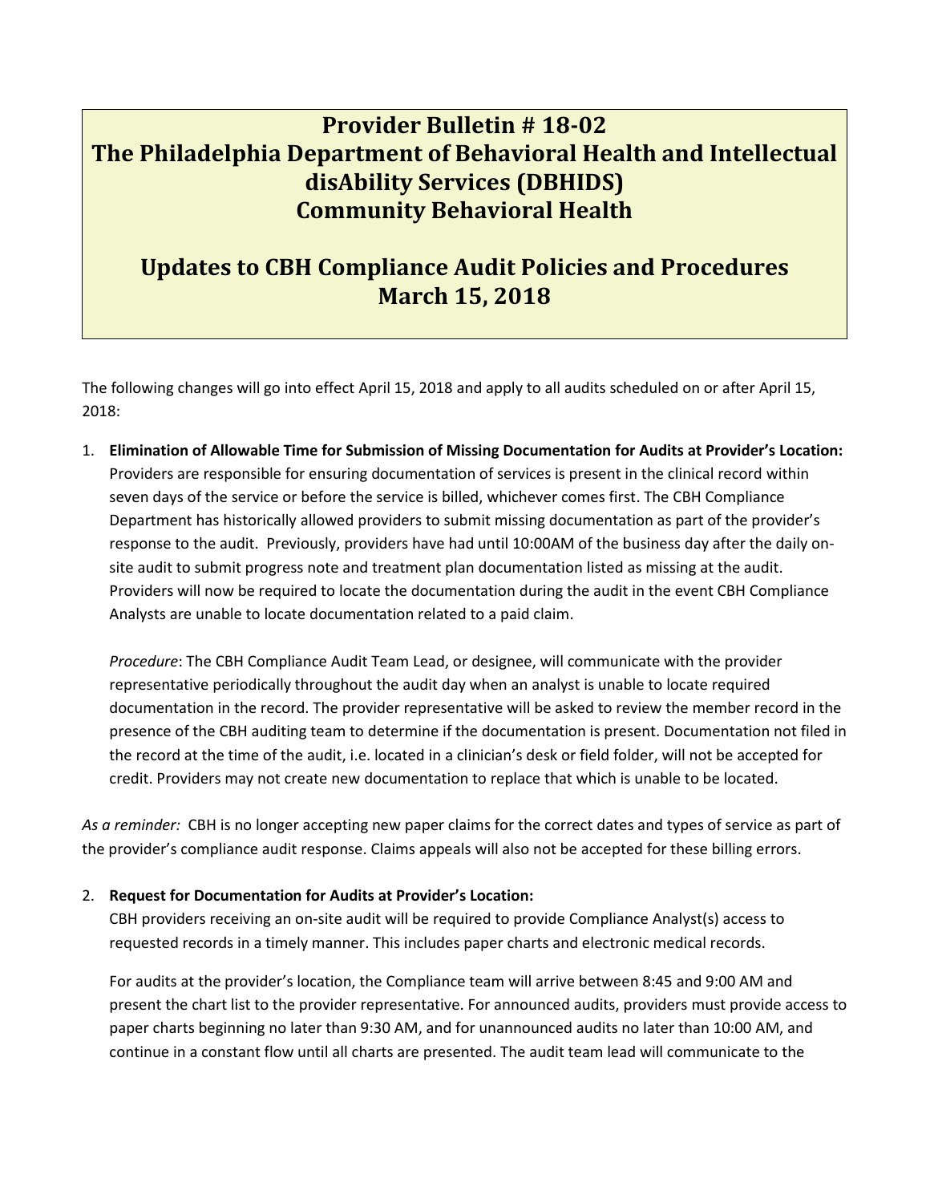# Provider Bulletin # 18-02
# The Philadelphia Department of Behavioral Health and Intellectual disAbility Services (DBHIDS)
# Community Behavioral Health

## Updates to CBH Compliance Audit Policies and Procedures
## March 15, 2018

The following changes will go into effect April 15, 2018 and apply to all audits scheduled on or after April 15, 2018:

1. **Elimination of Allowable Time for Submission of Missing Documentation for Audits at Provider's Location:** Providers are responsible for ensuring documentation of services is present in the clinical record within seven days of the service or before the service is billed, whichever comes first. The CBH Compliance Department has historically allowed providers to submit missing documentation as part of the provider's response to the audit. Previously, providers have had until 10:00AM of the business day after the daily on-site audit to submit progress note and treatment plan documentation listed as missing at the audit. Providers will now be required to locate the documentation during the audit in the event CBH Compliance Analysts are unable to locate documentation related to a paid claim.

   *Procedure*: The CBH Compliance Audit Team Lead, or designee, will communicate with the provider representative periodically throughout the audit day when an analyst is unable to locate required documentation in the record. The provider representative will be asked to review the member record in the presence of the CBH auditing team to determine if the documentation is present. Documentation not filed in the record at the time of the audit, i.e. located in a clinician's desk or field folder, will not be accepted for credit. Providers may not create new documentation to replace that which is unable to be located.

*As a reminder:* CBH is no longer accepting new paper claims for the correct dates and types of service as part of the provider's compliance audit response. Claims appeals will also not be accepted for these billing errors.

2. **Request for Documentation for Audits at Provider's Location:** CBH providers receiving an on-site audit will be required to provide Compliance Analyst(s) access to requested records in a timely manner. This includes paper charts and electronic medical records.

   For audits at the provider's location, the Compliance team will arrive between 8:45 and 9:00 AM and present the chart list to the provider representative. For announced audits, providers must provide access to paper charts beginning no later than 9:30 AM, and for unannounced audits no later than 10:00 AM, and continue in a constant flow until all charts are presented. The audit team lead will communicate to the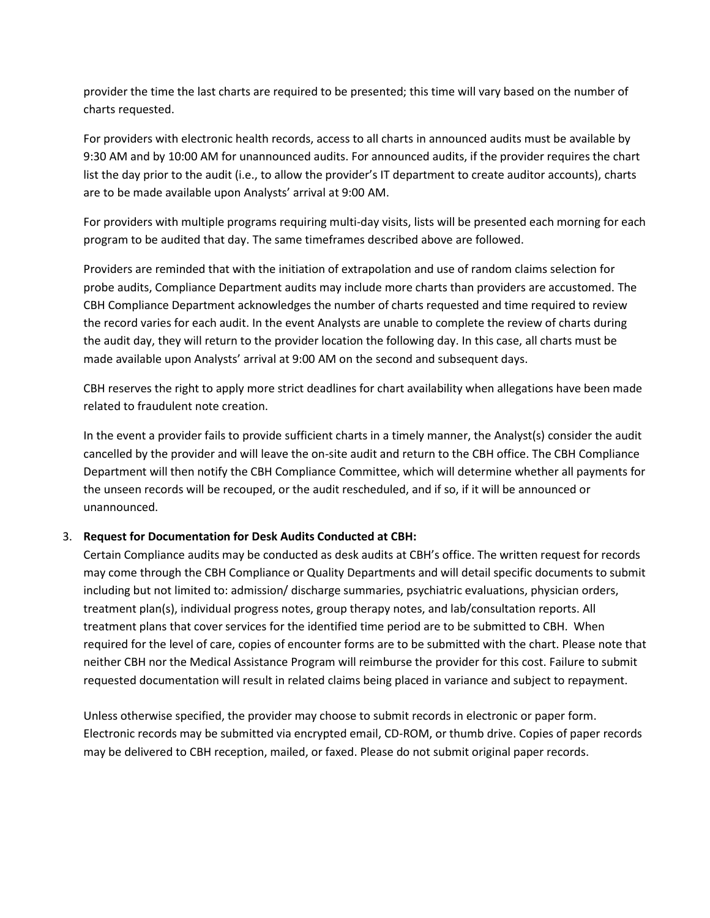provider the time the last charts are required to be presented; this time will vary based on the number of charts requested.

For providers with electronic health records, access to all charts in announced audits must be available by 9:30 AM and by 10:00 AM for unannounced audits. For announced audits, if the provider requires the chart list the day prior to the audit (i.e., to allow the provider's IT department to create auditor accounts), charts are to be made available upon Analysts' arrival at 9:00 AM.

For providers with multiple programs requiring multi-day visits, lists will be presented each morning for each program to be audited that day. The same timeframes described above are followed.

Providers are reminded that with the initiation of extrapolation and use of random claims selection for probe audits, Compliance Department audits may include more charts than providers are accustomed. The CBH Compliance Department acknowledges the number of charts requested and time required to review the record varies for each audit. In the event Analysts are unable to complete the review of charts during the audit day, they will return to the provider location the following day. In this case, all charts must be made available upon Analysts' arrival at 9:00 AM on the second and subsequent days.

CBH reserves the right to apply more strict deadlines for chart availability when allegations have been made related to fraudulent note creation.

In the event a provider fails to provide sufficient charts in a timely manner, the Analyst(s) consider the audit cancelled by the provider and will leave the on-site audit and return to the CBH office. The CBH Compliance Department will then notify the CBH Compliance Committee, which will determine whether all payments for the unseen records will be recouped, or the audit rescheduled, and if so, if it will be announced or unannounced.

3. **Request for Documentation for Desk Audits Conducted at CBH:**
   Certain Compliance audits may be conducted as desk audits at CBH's office. The written request for records may come through the CBH Compliance or Quality Departments and will detail specific documents to submit including but not limited to: admission/ discharge summaries, psychiatric evaluations, physician orders, treatment plan(s), individual progress notes, group therapy notes, and lab/consultation reports. All treatment plans that cover services for the identified time period are to be submitted to CBH. When required for the level of care, copies of encounter forms are to be submitted with the chart. Please note that neither CBH nor the Medical Assistance Program will reimburse the provider for this cost. Failure to submit requested documentation will result in related claims being placed in variance and subject to repayment.

   Unless otherwise specified, the provider may choose to submit records in electronic or paper form. Electronic records may be submitted via encrypted email, CD-ROM, or thumb drive. Copies of paper records may be delivered to CBH reception, mailed, or faxed. Please do not submit original paper records.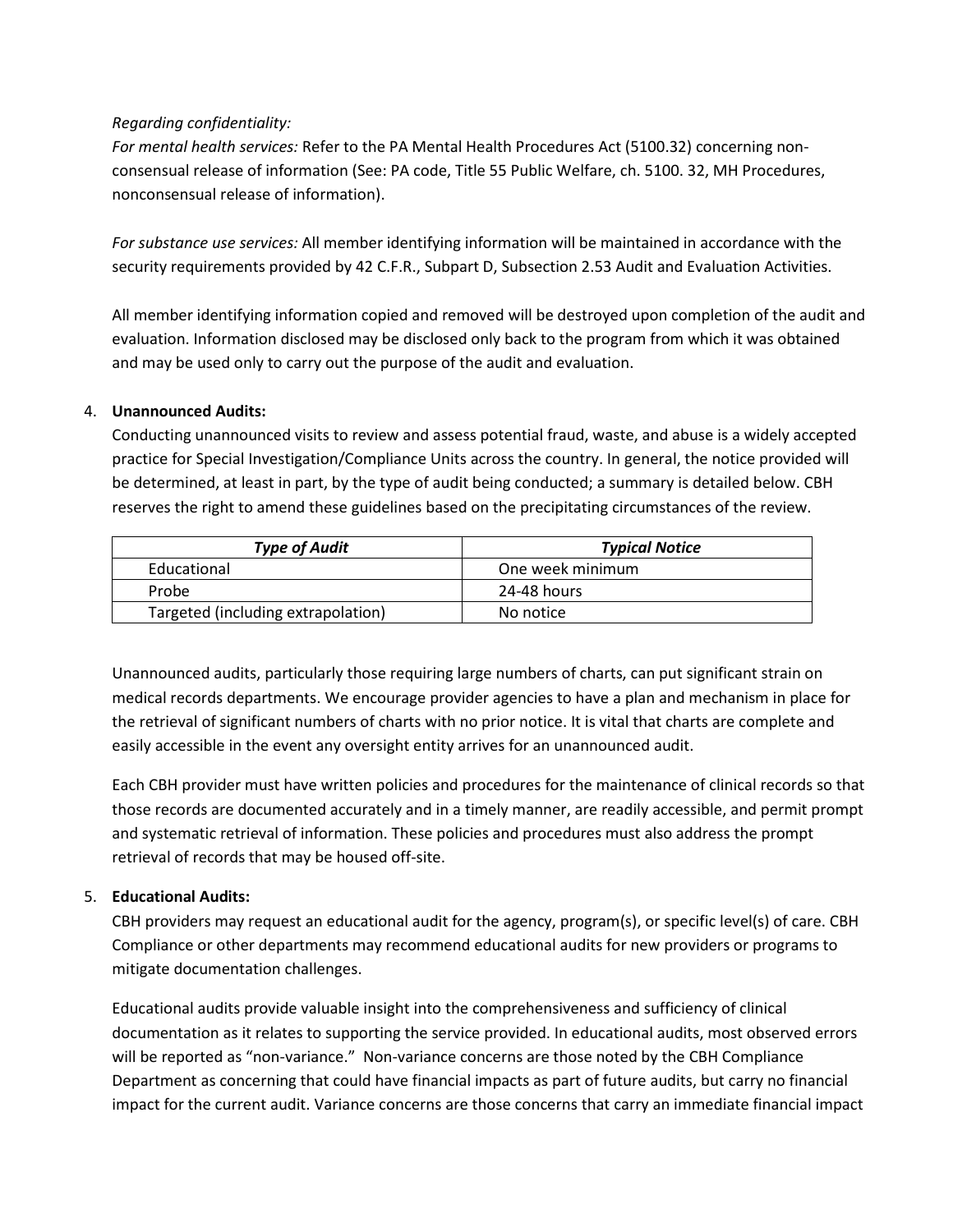*Regarding confidentiality:*

*For mental health services:* Refer to the PA Mental Health Procedures Act (5100.32) concerning non-consensual release of information (See: PA code, Title 55 Public Welfare, ch. 5100. 32, MH Procedures, nonconsensual release of information).

*For substance use services:* All member identifying information will be maintained in accordance with the security requirements provided by 42 C.F.R., Subpart D, Subsection 2.53 Audit and Evaluation Activities.

All member identifying information copied and removed will be destroyed upon completion of the audit and evaluation. Information disclosed may be disclosed only back to the program from which it was obtained and may be used only to carry out the purpose of the audit and evaluation.

4. **Unannounced Audits:**

   Conducting unannounced visits to review and assess potential fraud, waste, and abuse is a widely accepted practice for Special Investigation/Compliance Units across the country. In general, the notice provided will be determined, at least in part, by the type of audit being conducted; a summary is detailed below. CBH reserves the right to amend these guidelines based on the precipitating circumstances of the review.

| ***Type of Audit*** | ***Typical Notice*** |
|---|---|
| Educational | One week minimum |
| Probe | 24-48 hours |
| Targeted (including extrapolation) | No notice |

   Unannounced audits, particularly those requiring large numbers of charts, can put significant strain on medical records departments. We encourage provider agencies to have a plan and mechanism in place for the retrieval of significant numbers of charts with no prior notice. It is vital that charts are complete and easily accessible in the event any oversight entity arrives for an unannounced audit.

   Each CBH provider must have written policies and procedures for the maintenance of clinical records so that those records are documented accurately and in a timely manner, are readily accessible, and permit prompt and systematic retrieval of information. These policies and procedures must also address the prompt retrieval of records that may be housed off-site.

5. **Educational Audits:**

   CBH providers may request an educational audit for the agency, program(s), or specific level(s) of care. CBH Compliance or other departments may recommend educational audits for new providers or programs to mitigate documentation challenges.

   Educational audits provide valuable insight into the comprehensiveness and sufficiency of clinical documentation as it relates to supporting the service provided. In educational audits, most observed errors will be reported as "non-variance." Non-variance concerns are those noted by the CBH Compliance Department as concerning that could have financial impacts as part of future audits, but carry no financial impact for the current audit. Variance concerns are those concerns that carry an immediate financial impact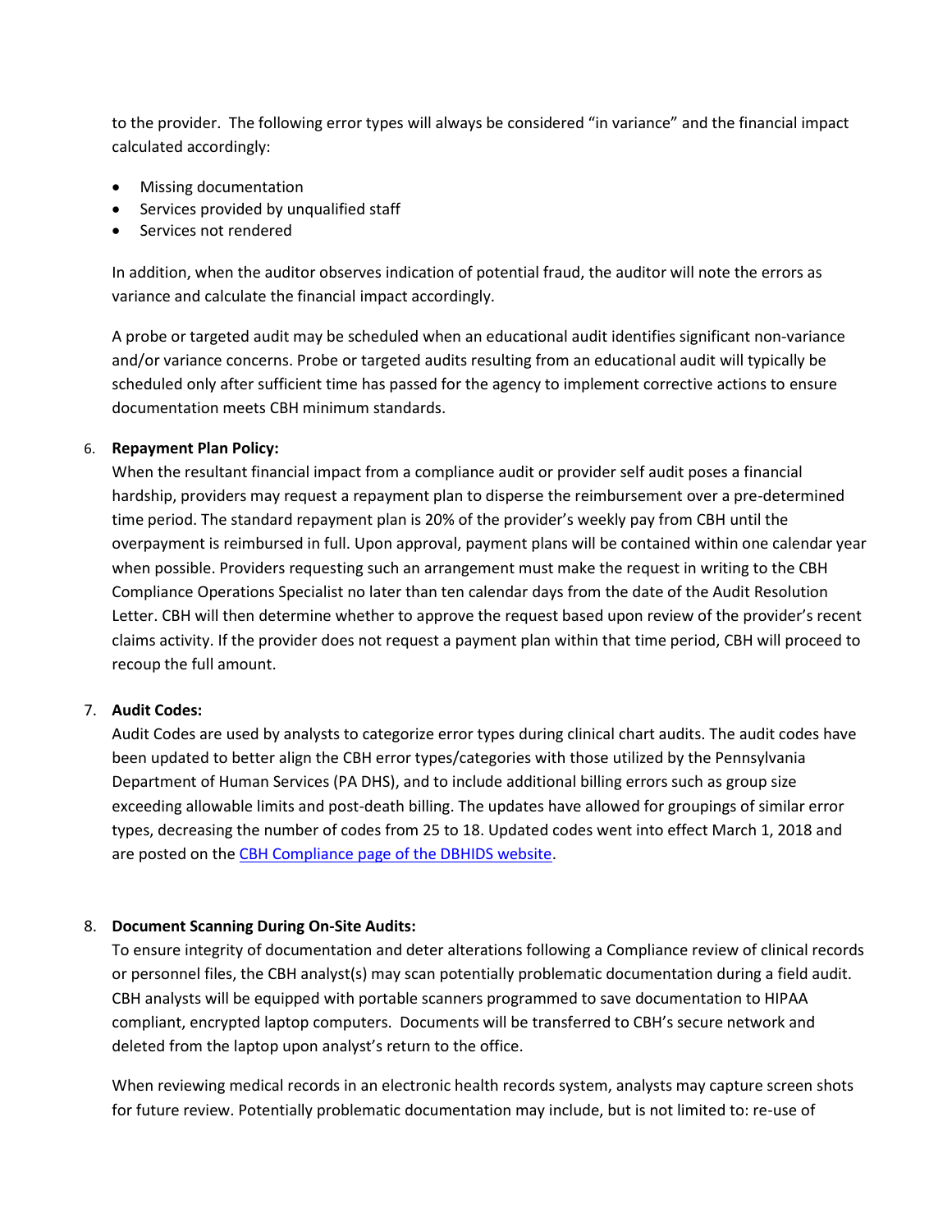to the provider. The following error types will always be considered "in variance" and the financial impact calculated accordingly:

- Missing documentation
- Services provided by unqualified staff
- Services not rendered

In addition, when the auditor observes indication of potential fraud, the auditor will note the errors as variance and calculate the financial impact accordingly.

A probe or targeted audit may be scheduled when an educational audit identifies significant non-variance and/or variance concerns. Probe or targeted audits resulting from an educational audit will typically be scheduled only after sufficient time has passed for the agency to implement corrective actions to ensure documentation meets CBH minimum standards.

6. **Repayment Plan Policy:**
   When the resultant financial impact from a compliance audit or provider self audit poses a financial hardship, providers may request a repayment plan to disperse the reimbursement over a pre-determined time period. The standard repayment plan is 20% of the provider's weekly pay from CBH until the overpayment is reimbursed in full. Upon approval, payment plans will be contained within one calendar year when possible. Providers requesting such an arrangement must make the request in writing to the CBH Compliance Operations Specialist no later than ten calendar days from the date of the Audit Resolution Letter. CBH will then determine whether to approve the request based upon review of the provider's recent claims activity. If the provider does not request a payment plan within that time period, CBH will proceed to recoup the full amount.

7. **Audit Codes:**
   Audit Codes are used by analysts to categorize error types during clinical chart audits. The audit codes have been updated to better align the CBH error types/categories with those utilized by the Pennsylvania Department of Human Services (PA DHS), and to include additional billing errors such as group size exceeding allowable limits and post-death billing. The updates have allowed for groupings of similar error types, decreasing the number of codes from 25 to 18. Updated codes went into effect March 1, 2018 and are posted on the CBH Compliance page of the DBHIDS website.

8. **Document Scanning During On-Site Audits:**
   To ensure integrity of documentation and deter alterations following a Compliance review of clinical records or personnel files, the CBH analyst(s) may scan potentially problematic documentation during a field audit. CBH analysts will be equipped with portable scanners programmed to save documentation to HIPAA compliant, encrypted laptop computers. Documents will be transferred to CBH's secure network and deleted from the laptop upon analyst's return to the office.

   When reviewing medical records in an electronic health records system, analysts may capture screen shots for future review. Potentially problematic documentation may include, but is not limited to: re-use of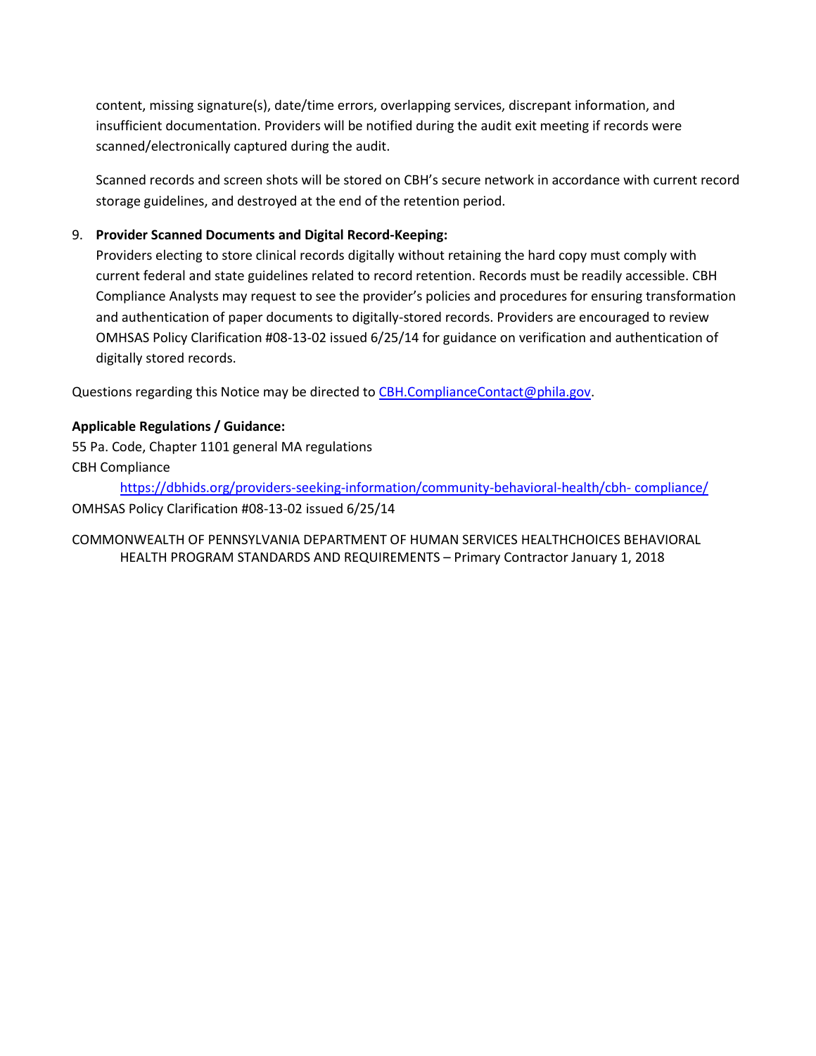content, missing signature(s), date/time errors, overlapping services, discrepant information, and insufficient documentation. Providers will be notified during the audit exit meeting if records were scanned/electronically captured during the audit.

Scanned records and screen shots will be stored on CBH's secure network in accordance with current record storage guidelines, and destroyed at the end of the retention period.

9. **Provider Scanned Documents and Digital Record-Keeping:**
   Providers electing to store clinical records digitally without retaining the hard copy must comply with current federal and state guidelines related to record retention. Records must be readily accessible. CBH Compliance Analysts may request to see the provider's policies and procedures for ensuring transformation and authentication of paper documents to digitally-stored records. Providers are encouraged to review OMHSAS Policy Clarification #08-13-02 issued 6/25/14 for guidance on verification and authentication of digitally stored records.

Questions regarding this Notice may be directed to CBH.ComplianceContact@phila.gov.

**Applicable Regulations / Guidance:**

55 Pa. Code, Chapter 1101 general MA regulations

CBH Compliance

https://dbhids.org/providers-seeking-information/community-behavioral-health/cbh- compliance/

OMHSAS Policy Clarification #08-13-02 issued 6/25/14

COMMONWEALTH OF PENNSYLVANIA DEPARTMENT OF HUMAN SERVICES HEALTHCHOICES BEHAVIORAL HEALTH PROGRAM STANDARDS AND REQUIREMENTS – Primary Contractor January 1, 2018